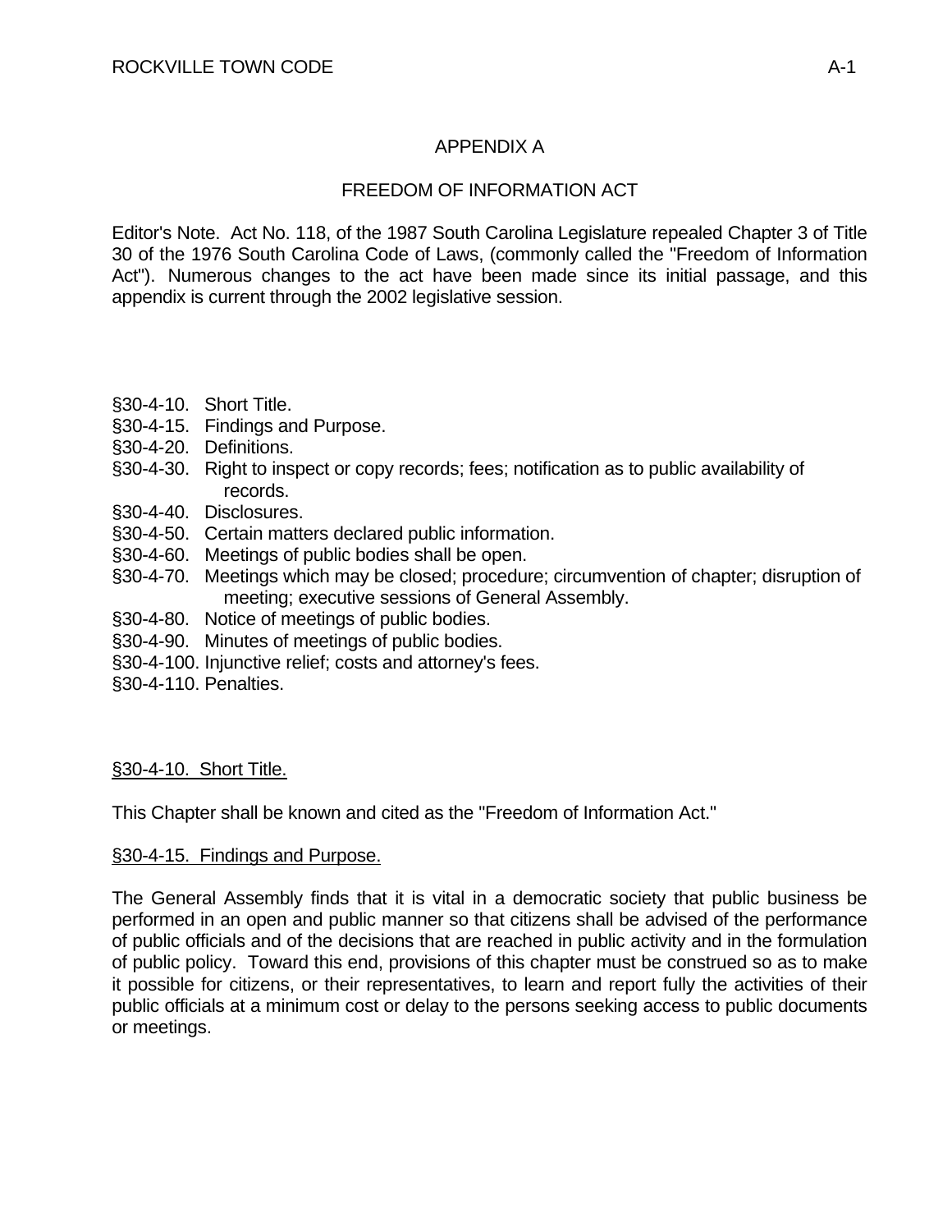# APPENDIX A

## FREEDOM OF INFORMATION ACT

Editor's Note. Act No. 118, of the 1987 South Carolina Legislature repealed Chapter 3 of Title 30 of the 1976 South Carolina Code of Laws, (commonly called the "Freedom of Information Act"). Numerous changes to the act have been made since its initial passage, and this appendix is current through the 2002 legislative session.

§30-4-10. Short Title.
§30-4-15. Findings and Purpose.
§30-4-20. Definitions.
§30-4-30. Right to inspect or copy records; fees; notification as to public availability of records.
§30-4-40. Disclosures.
§30-4-50. Certain matters declared public information.
§30-4-60. Meetings of public bodies shall be open.
§30-4-70. Meetings which may be closed; procedure; circumvention of chapter; disruption of meeting; executive sessions of General Assembly.
§30-4-80. Notice of meetings of public bodies.
§30-4-90. Minutes of meetings of public bodies.
§30-4-100. Injunctive relief; costs and attorney's fees.
§30-4-110. Penalties.

### §30-4-10. Short Title.

This Chapter shall be known and cited as the "Freedom of Information Act."

### §30-4-15. Findings and Purpose.

The General Assembly finds that it is vital in a democratic society that public business be performed in an open and public manner so that citizens shall be advised of the performance of public officials and of the decisions that are reached in public activity and in the formulation of public policy. Toward this end, provisions of this chapter must be construed so as to make it possible for citizens, or their representatives, to learn and report fully the activities of their public officials at a minimum cost or delay to the persons seeking access to public documents or meetings.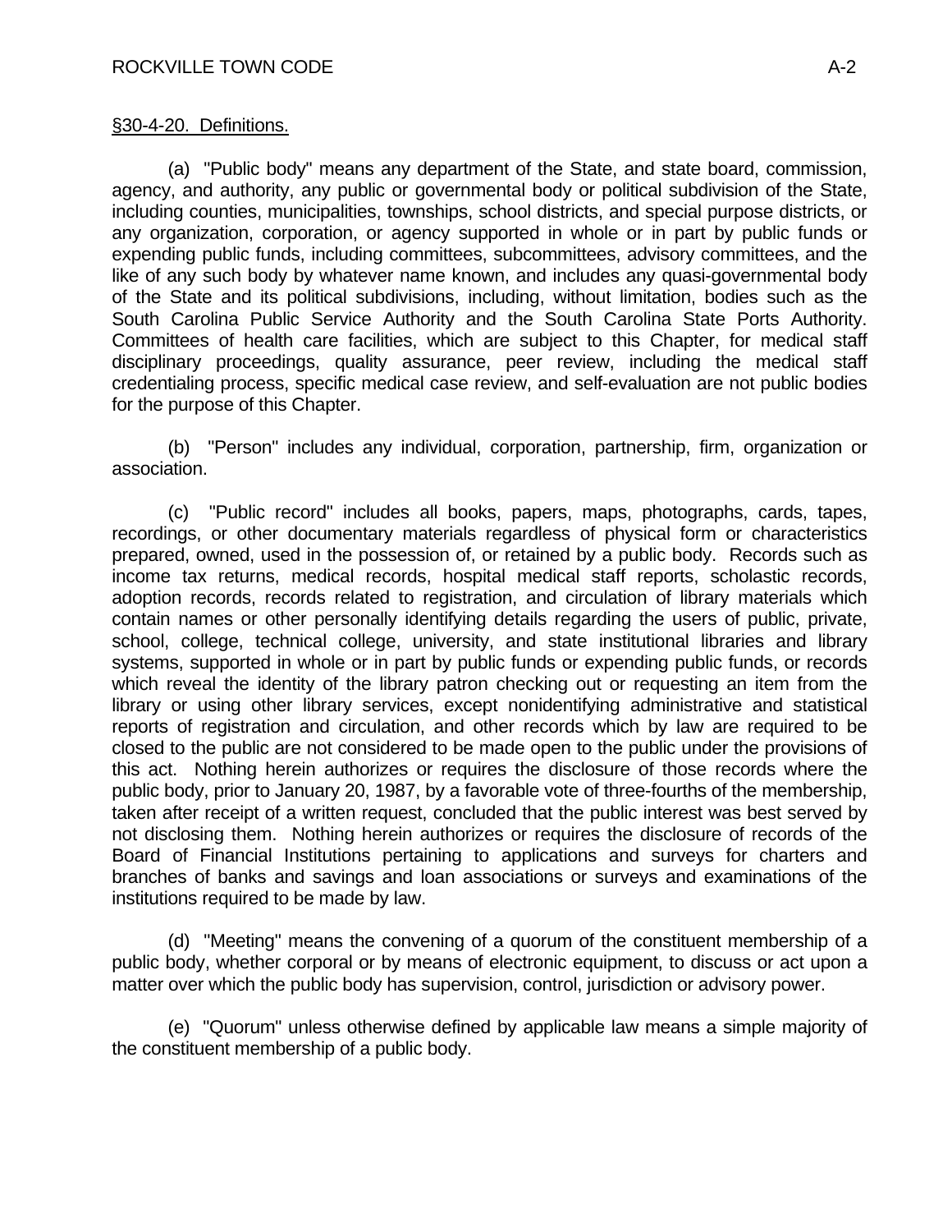§30-4-20. Definitions.

(a) "Public body" means any department of the State, and state board, commission, agency, and authority, any public or governmental body or political subdivision of the State, including counties, municipalities, townships, school districts, and special purpose districts, or any organization, corporation, or agency supported in whole or in part by public funds or expending public funds, including committees, subcommittees, advisory committees, and the like of any such body by whatever name known, and includes any quasi-governmental body of the State and its political subdivisions, including, without limitation, bodies such as the South Carolina Public Service Authority and the South Carolina State Ports Authority. Committees of health care facilities, which are subject to this Chapter, for medical staff disciplinary proceedings, quality assurance, peer review, including the medical staff credentialing process, specific medical case review, and self-evaluation are not public bodies for the purpose of this Chapter.

(b) "Person" includes any individual, corporation, partnership, firm, organization or association.

(c) "Public record" includes all books, papers, maps, photographs, cards, tapes, recordings, or other documentary materials regardless of physical form or characteristics prepared, owned, used in the possession of, or retained by a public body. Records such as income tax returns, medical records, hospital medical staff reports, scholastic records, adoption records, records related to registration, and circulation of library materials which contain names or other personally identifying details regarding the users of public, private, school, college, technical college, university, and state institutional libraries and library systems, supported in whole or in part by public funds or expending public funds, or records which reveal the identity of the library patron checking out or requesting an item from the library or using other library services, except nonidentifying administrative and statistical reports of registration and circulation, and other records which by law are required to be closed to the public are not considered to be made open to the public under the provisions of this act. Nothing herein authorizes or requires the disclosure of those records where the public body, prior to January 20, 1987, by a favorable vote of three-fourths of the membership, taken after receipt of a written request, concluded that the public interest was best served by not disclosing them. Nothing herein authorizes or requires the disclosure of records of the Board of Financial Institutions pertaining to applications and surveys for charters and branches of banks and savings and loan associations or surveys and examinations of the institutions required to be made by law.

(d) "Meeting" means the convening of a quorum of the constituent membership of a public body, whether corporal or by means of electronic equipment, to discuss or act upon a matter over which the public body has supervision, control, jurisdiction or advisory power.

(e) "Quorum" unless otherwise defined by applicable law means a simple majority of the constituent membership of a public body.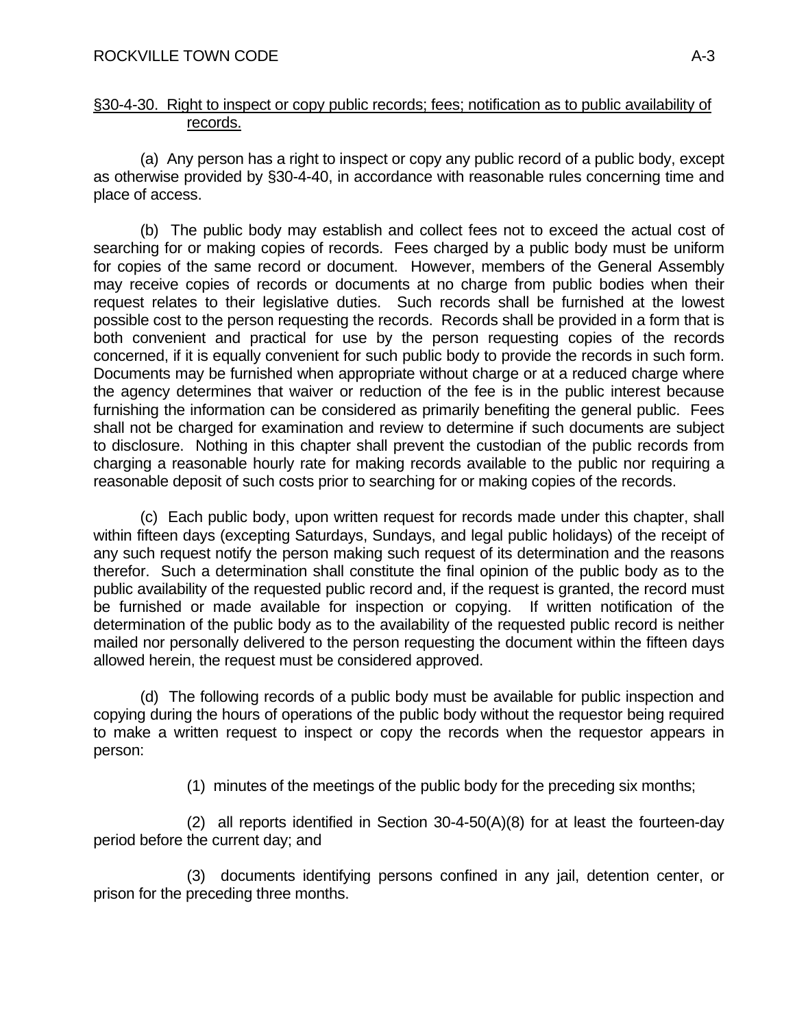§30-4-30. Right to inspect or copy public records; fees; notification as to public availability of records.

(a) Any person has a right to inspect or copy any public record of a public body, except as otherwise provided by §30-4-40, in accordance with reasonable rules concerning time and place of access.

(b) The public body may establish and collect fees not to exceed the actual cost of searching for or making copies of records. Fees charged by a public body must be uniform for copies of the same record or document. However, members of the General Assembly may receive copies of records or documents at no charge from public bodies when their request relates to their legislative duties. Such records shall be furnished at the lowest possible cost to the person requesting the records. Records shall be provided in a form that is both convenient and practical for use by the person requesting copies of the records concerned, if it is equally convenient for such public body to provide the records in such form. Documents may be furnished when appropriate without charge or at a reduced charge where the agency determines that waiver or reduction of the fee is in the public interest because furnishing the information can be considered as primarily benefiting the general public. Fees shall not be charged for examination and review to determine if such documents are subject to disclosure. Nothing in this chapter shall prevent the custodian of the public records from charging a reasonable hourly rate for making records available to the public nor requiring a reasonable deposit of such costs prior to searching for or making copies of the records.

(c) Each public body, upon written request for records made under this chapter, shall within fifteen days (excepting Saturdays, Sundays, and legal public holidays) of the receipt of any such request notify the person making such request of its determination and the reasons therefor. Such a determination shall constitute the final opinion of the public body as to the public availability of the requested public record and, if the request is granted, the record must be furnished or made available for inspection or copying. If written notification of the determination of the public body as to the availability of the requested public record is neither mailed nor personally delivered to the person requesting the document within the fifteen days allowed herein, the request must be considered approved.

(d) The following records of a public body must be available for public inspection and copying during the hours of operations of the public body without the requestor being required to make a written request to inspect or copy the records when the requestor appears in person:

(1) minutes of the meetings of the public body for the preceding six months;

(2) all reports identified in Section 30-4-50(A)(8) for at least the fourteen-day period before the current day; and

(3) documents identifying persons confined in any jail, detention center, or prison for the preceding three months.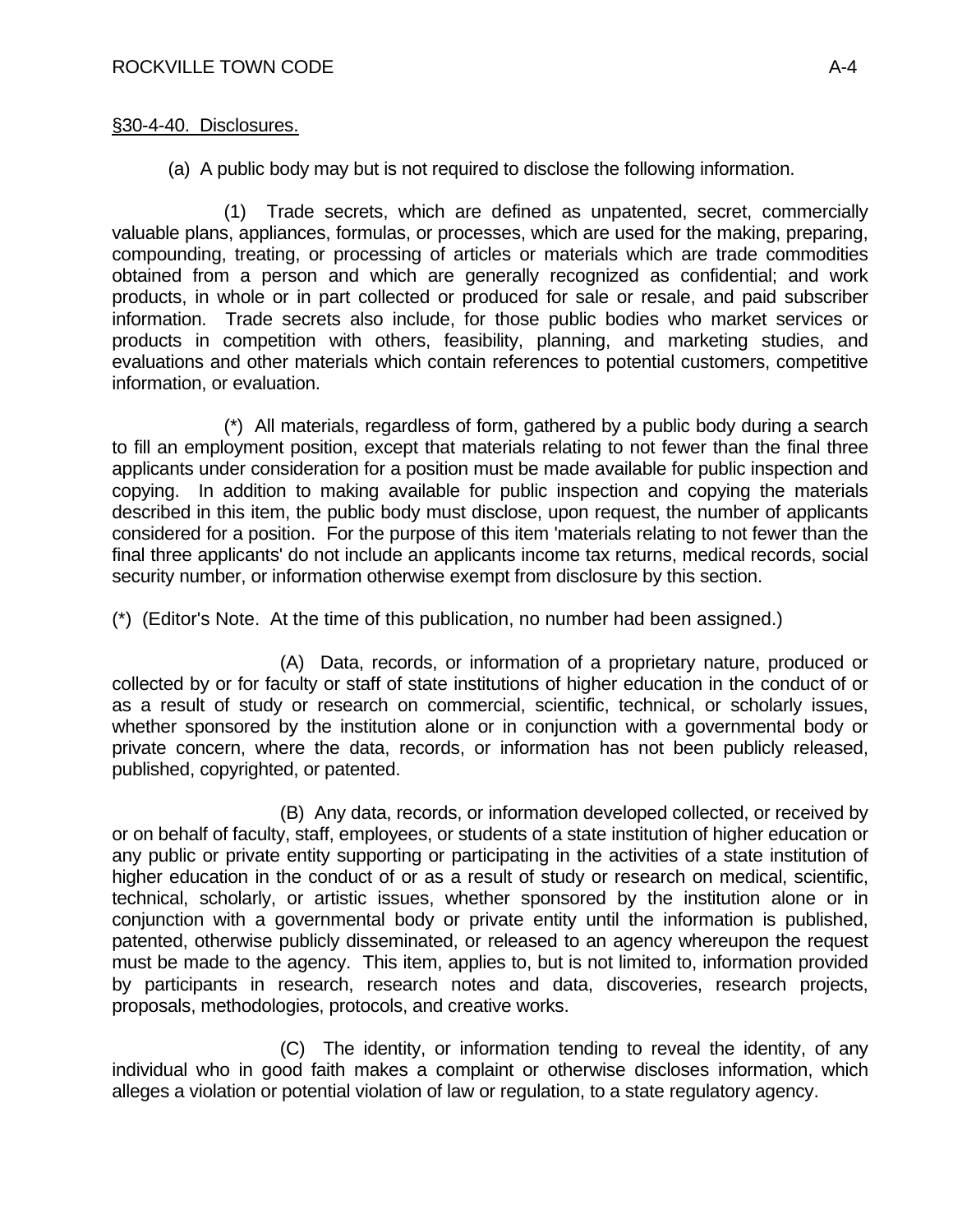§30-4-40. Disclosures.

(a) A public body may but is not required to disclose the following information.

(1) Trade secrets, which are defined as unpatented, secret, commercially valuable plans, appliances, formulas, or processes, which are used for the making, preparing, compounding, treating, or processing of articles or materials which are trade commodities obtained from a person and which are generally recognized as confidential; and work products, in whole or in part collected or produced for sale or resale, and paid subscriber information. Trade secrets also include, for those public bodies who market services or products in competition with others, feasibility, planning, and marketing studies, and evaluations and other materials which contain references to potential customers, competitive information, or evaluation.

(*) All materials, regardless of form, gathered by a public body during a search to fill an employment position, except that materials relating to not fewer than the final three applicants under consideration for a position must be made available for public inspection and copying. In addition to making available for public inspection and copying the materials described in this item, the public body must disclose, upon request, the number of applicants considered for a position. For the purpose of this item 'materials relating to not fewer than the final three applicants' do not include an applicants income tax returns, medical records, social security number, or information otherwise exempt from disclosure by this section.

(*) (Editor's Note. At the time of this publication, no number had been assigned.)

(A) Data, records, or information of a proprietary nature, produced or collected by or for faculty or staff of state institutions of higher education in the conduct of or as a result of study or research on commercial, scientific, technical, or scholarly issues, whether sponsored by the institution alone or in conjunction with a governmental body or private concern, where the data, records, or information has not been publicly released, published, copyrighted, or patented.

(B) Any data, records, or information developed collected, or received by or on behalf of faculty, staff, employees, or students of a state institution of higher education or any public or private entity supporting or participating in the activities of a state institution of higher education in the conduct of or as a result of study or research on medical, scientific, technical, scholarly, or artistic issues, whether sponsored by the institution alone or in conjunction with a governmental body or private entity until the information is published, patented, otherwise publicly disseminated, or released to an agency whereupon the request must be made to the agency. This item, applies to, but is not limited to, information provided by participants in research, research notes and data, discoveries, research projects, proposals, methodologies, protocols, and creative works.

(C) The identity, or information tending to reveal the identity, of any individual who in good faith makes a complaint or otherwise discloses information, which alleges a violation or potential violation of law or regulation, to a state regulatory agency.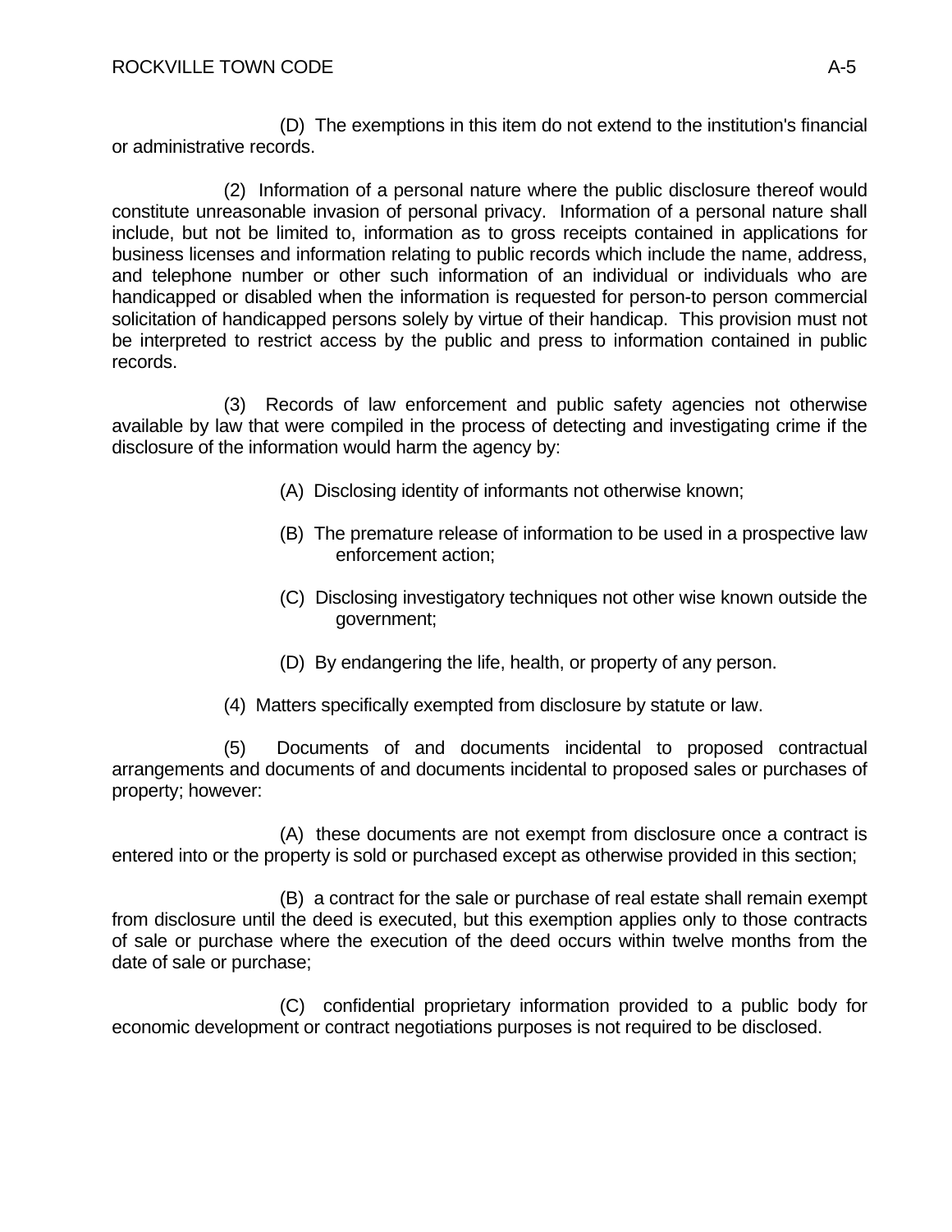(D) The exemptions in this item do not extend to the institution's financial or administrative records.

(2) Information of a personal nature where the public disclosure thereof would constitute unreasonable invasion of personal privacy. Information of a personal nature shall include, but not be limited to, information as to gross receipts contained in applications for business licenses and information relating to public records which include the name, address, and telephone number or other such information of an individual or individuals who are handicapped or disabled when the information is requested for person-to person commercial solicitation of handicapped persons solely by virtue of their handicap. This provision must not be interpreted to restrict access by the public and press to information contained in public records.

(3) Records of law enforcement and public safety agencies not otherwise available by law that were compiled in the process of detecting and investigating crime if the disclosure of the information would harm the agency by:

(A) Disclosing identity of informants not otherwise known;

(B) The premature release of information to be used in a prospective law enforcement action;

(C) Disclosing investigatory techniques not other wise known outside the government;

(D) By endangering the life, health, or property of any person.

(4) Matters specifically exempted from disclosure by statute or law.

(5) Documents of and documents incidental to proposed contractual arrangements and documents of and documents incidental to proposed sales or purchases of property; however:

(A) these documents are not exempt from disclosure once a contract is entered into or the property is sold or purchased except as otherwise provided in this section;

(B) a contract for the sale or purchase of real estate shall remain exempt from disclosure until the deed is executed, but this exemption applies only to those contracts of sale or purchase where the execution of the deed occurs within twelve months from the date of sale or purchase;

(C) confidential proprietary information provided to a public body for economic development or contract negotiations purposes is not required to be disclosed.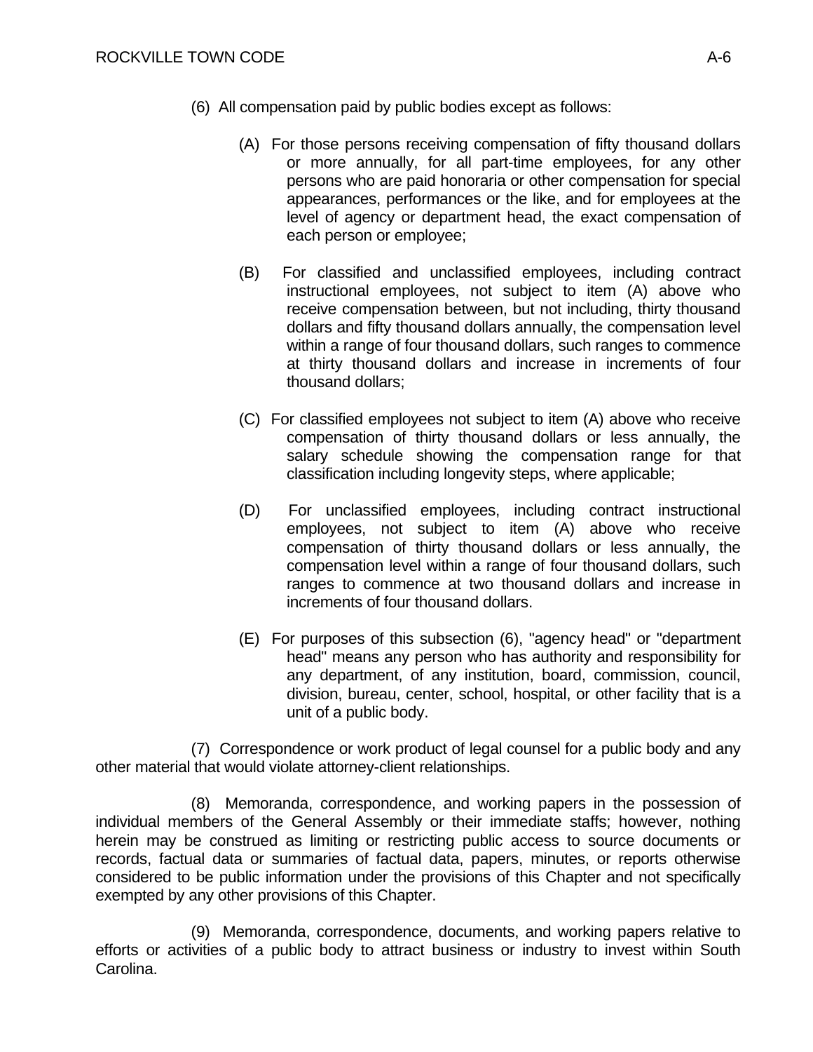(6) All compensation paid by public bodies except as follows:

(A) For those persons receiving compensation of fifty thousand dollars or more annually, for all part-time employees, for any other persons who are paid honoraria or other compensation for special appearances, performances or the like, and for employees at the level of agency or department head, the exact compensation of each person or employee;

(B) For classified and unclassified employees, including contract instructional employees, not subject to item (A) above who receive compensation between, but not including, thirty thousand dollars and fifty thousand dollars annually, the compensation level within a range of four thousand dollars, such ranges to commence at thirty thousand dollars and increase in increments of four thousand dollars;

(C) For classified employees not subject to item (A) above who receive compensation of thirty thousand dollars or less annually, the salary schedule showing the compensation range for that classification including longevity steps, where applicable;

(D) For unclassified employees, including contract instructional employees, not subject to item (A) above who receive compensation of thirty thousand dollars or less annually, the compensation level within a range of four thousand dollars, such ranges to commence at two thousand dollars and increase in increments of four thousand dollars.

(E) For purposes of this subsection (6), "agency head" or "department head" means any person who has authority and responsibility for any department, of any institution, board, commission, council, division, bureau, center, school, hospital, or other facility that is a unit of a public body.

(7) Correspondence or work product of legal counsel for a public body and any other material that would violate attorney-client relationships.

(8) Memoranda, correspondence, and working papers in the possession of individual members of the General Assembly or their immediate staffs; however, nothing herein may be construed as limiting or restricting public access to source documents or records, factual data or summaries of factual data, papers, minutes, or reports otherwise considered to be public information under the provisions of this Chapter and not specifically exempted by any other provisions of this Chapter.

(9) Memoranda, correspondence, documents, and working papers relative to efforts or activities of a public body to attract business or industry to invest within South Carolina.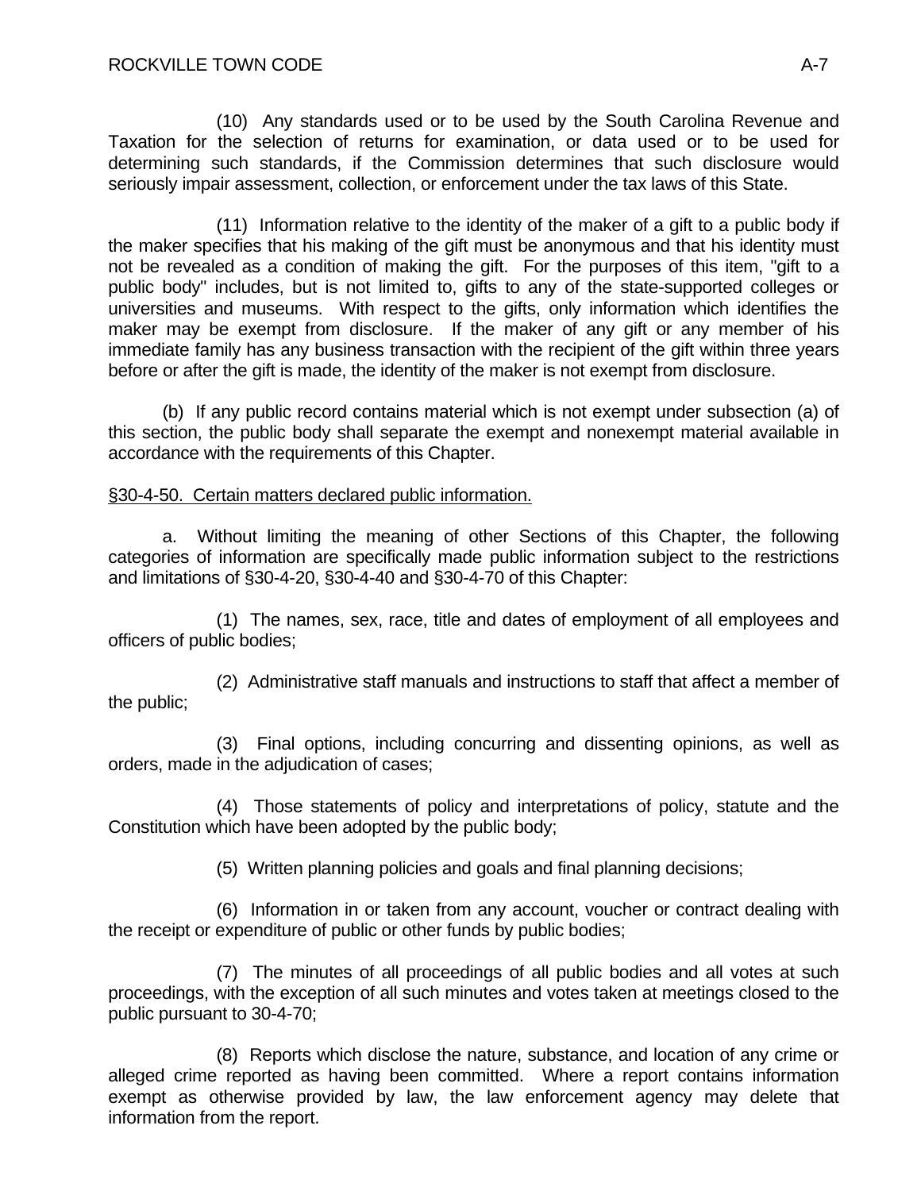(10) Any standards used or to be used by the South Carolina Revenue and Taxation for the selection of returns for examination, or data used or to be used for determining such standards, if the Commission determines that such disclosure would seriously impair assessment, collection, or enforcement under the tax laws of this State.

(11) Information relative to the identity of the maker of a gift to a public body if the maker specifies that his making of the gift must be anonymous and that his identity must not be revealed as a condition of making the gift. For the purposes of this item, "gift to a public body" includes, but is not limited to, gifts to any of the state-supported colleges or universities and museums. With respect to the gifts, only information which identifies the maker may be exempt from disclosure. If the maker of any gift or any member of his immediate family has any business transaction with the recipient of the gift within three years before or after the gift is made, the identity of the maker is not exempt from disclosure.

(b) If any public record contains material which is not exempt under subsection (a) of this section, the public body shall separate the exempt and nonexempt material available in accordance with the requirements of this Chapter.

§30-4-50. Certain matters declared public information.

a. Without limiting the meaning of other Sections of this Chapter, the following categories of information are specifically made public information subject to the restrictions and limitations of §30-4-20, §30-4-40 and §30-4-70 of this Chapter:

(1) The names, sex, race, title and dates of employment of all employees and officers of public bodies;

(2) Administrative staff manuals and instructions to staff that affect a member of the public;

(3) Final options, including concurring and dissenting opinions, as well as orders, made in the adjudication of cases;

(4) Those statements of policy and interpretations of policy, statute and the Constitution which have been adopted by the public body;

(5) Written planning policies and goals and final planning decisions;

(6) Information in or taken from any account, voucher or contract dealing with the receipt or expenditure of public or other funds by public bodies;

(7) The minutes of all proceedings of all public bodies and all votes at such proceedings, with the exception of all such minutes and votes taken at meetings closed to the public pursuant to 30-4-70;

(8) Reports which disclose the nature, substance, and location of any crime or alleged crime reported as having been committed. Where a report contains information exempt as otherwise provided by law, the law enforcement agency may delete that information from the report.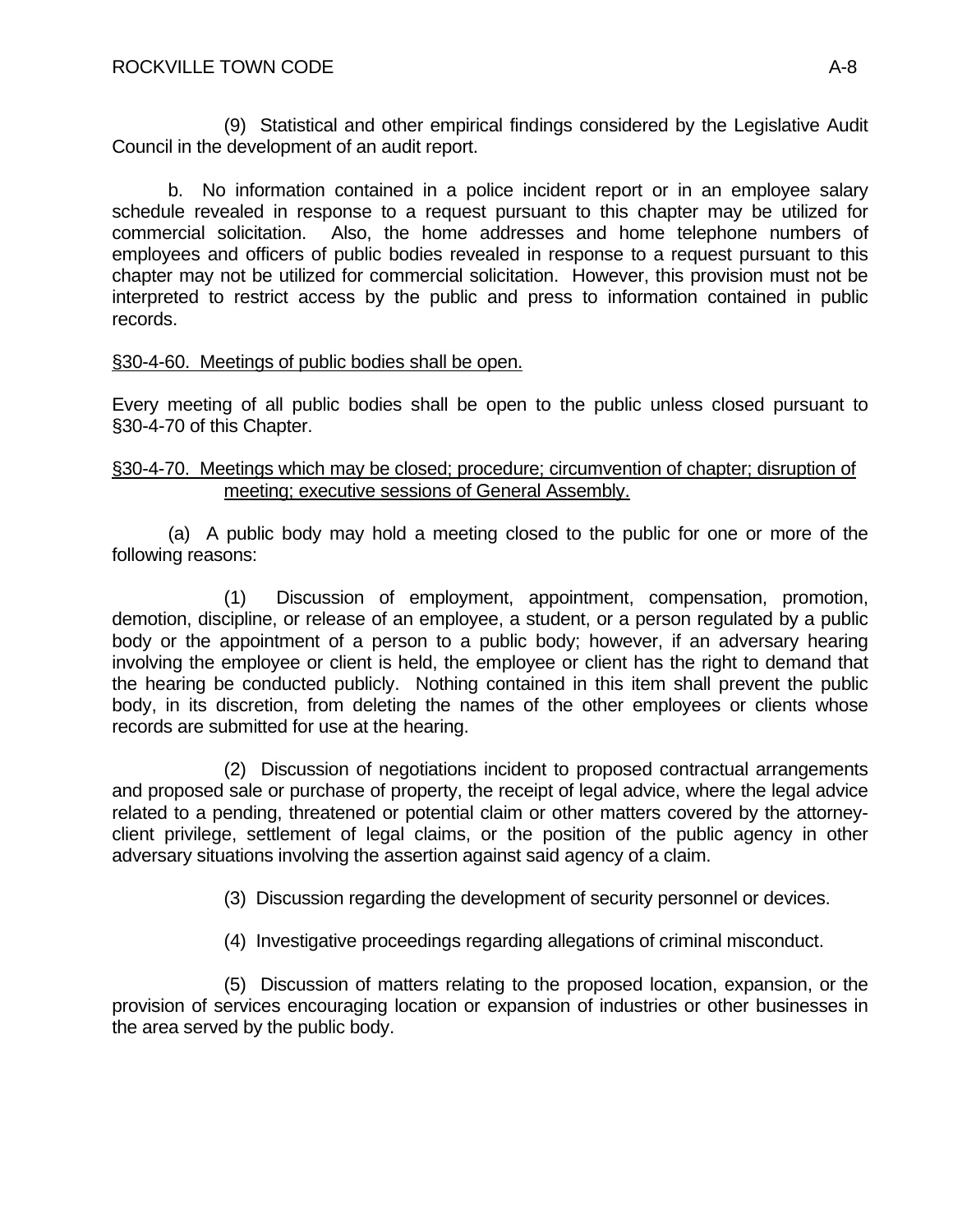(9) Statistical and other empirical findings considered by the Legislative Audit Council in the development of an audit report.

b. No information contained in a police incident report or in an employee salary schedule revealed in response to a request pursuant to this chapter may be utilized for commercial solicitation. Also, the home addresses and home telephone numbers of employees and officers of public bodies revealed in response to a request pursuant to this chapter may not be utilized for commercial solicitation. However, this provision must not be interpreted to restrict access by the public and press to information contained in public records.

§30-4-60. Meetings of public bodies shall be open.

Every meeting of all public bodies shall be open to the public unless closed pursuant to §30-4-70 of this Chapter.

§30-4-70. Meetings which may be closed; procedure; circumvention of chapter; disruption of meeting; executive sessions of General Assembly.

(a) A public body may hold a meeting closed to the public for one or more of the following reasons:

(1) Discussion of employment, appointment, compensation, promotion, demotion, discipline, or release of an employee, a student, or a person regulated by a public body or the appointment of a person to a public body; however, if an adversary hearing involving the employee or client is held, the employee or client has the right to demand that the hearing be conducted publicly. Nothing contained in this item shall prevent the public body, in its discretion, from deleting the names of the other employees or clients whose records are submitted for use at the hearing.

(2) Discussion of negotiations incident to proposed contractual arrangements and proposed sale or purchase of property, the receipt of legal advice, where the legal advice related to a pending, threatened or potential claim or other matters covered by the attorney-client privilege, settlement of legal claims, or the position of the public agency in other adversary situations involving the assertion against said agency of a claim.

(3) Discussion regarding the development of security personnel or devices.

(4) Investigative proceedings regarding allegations of criminal misconduct.

(5) Discussion of matters relating to the proposed location, expansion, or the provision of services encouraging location or expansion of industries or other businesses in the area served by the public body.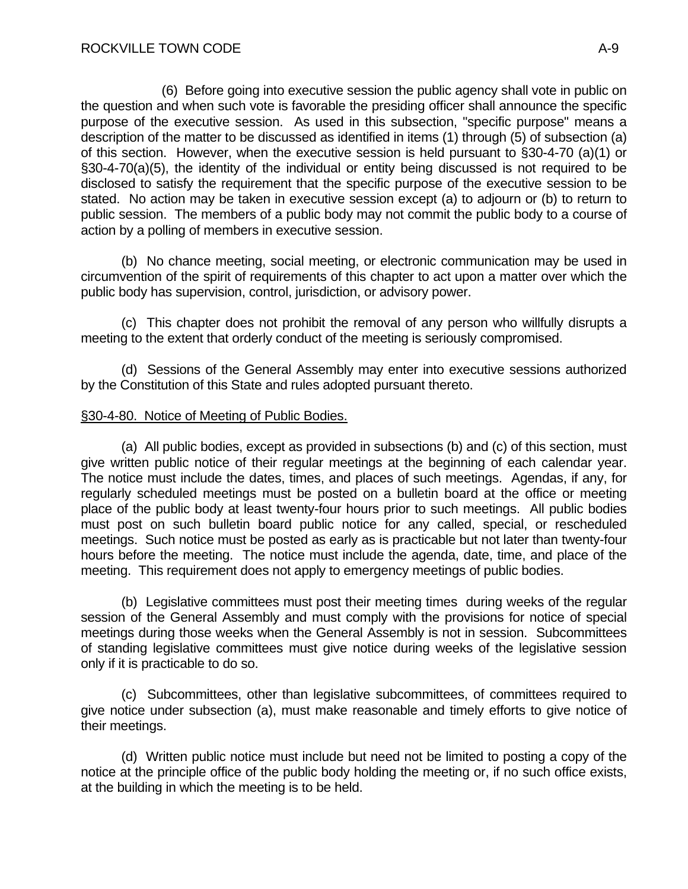(6) Before going into executive session the public agency shall vote in public on the question and when such vote is favorable the presiding officer shall announce the specific purpose of the executive session. As used in this subsection, "specific purpose" means a description of the matter to be discussed as identified in items (1) through (5) of subsection (a) of this section. However, when the executive session is held pursuant to §30-4-70 (a)(1) or §30-4-70(a)(5), the identity of the individual or entity being discussed is not required to be disclosed to satisfy the requirement that the specific purpose of the executive session to be stated. No action may be taken in executive session except (a) to adjourn or (b) to return to public session. The members of a public body may not commit the public body to a course of action by a polling of members in executive session.

(b) No chance meeting, social meeting, or electronic communication may be used in circumvention of the spirit of requirements of this chapter to act upon a matter over which the public body has supervision, control, jurisdiction, or advisory power.

(c) This chapter does not prohibit the removal of any person who willfully disrupts a meeting to the extent that orderly conduct of the meeting is seriously compromised.

(d) Sessions of the General Assembly may enter into executive sessions authorized by the Constitution of this State and rules adopted pursuant thereto.

## §30-4-80. Notice of Meeting of Public Bodies.

(a) All public bodies, except as provided in subsections (b) and (c) of this section, must give written public notice of their regular meetings at the beginning of each calendar year. The notice must include the dates, times, and places of such meetings. Agendas, if any, for regularly scheduled meetings must be posted on a bulletin board at the office or meeting place of the public body at least twenty-four hours prior to such meetings. All public bodies must post on such bulletin board public notice for any called, special, or rescheduled meetings. Such notice must be posted as early as is practicable but not later than twenty-four hours before the meeting. The notice must include the agenda, date, time, and place of the meeting. This requirement does not apply to emergency meetings of public bodies.

(b) Legislative committees must post their meeting times during weeks of the regular session of the General Assembly and must comply with the provisions for notice of special meetings during those weeks when the General Assembly is not in session. Subcommittees of standing legislative committees must give notice during weeks of the legislative session only if it is practicable to do so.

(c) Subcommittees, other than legislative subcommittees, of committees required to give notice under subsection (a), must make reasonable and timely efforts to give notice of their meetings.

(d) Written public notice must include but need not be limited to posting a copy of the notice at the principle office of the public body holding the meeting or, if no such office exists, at the building in which the meeting is to be held.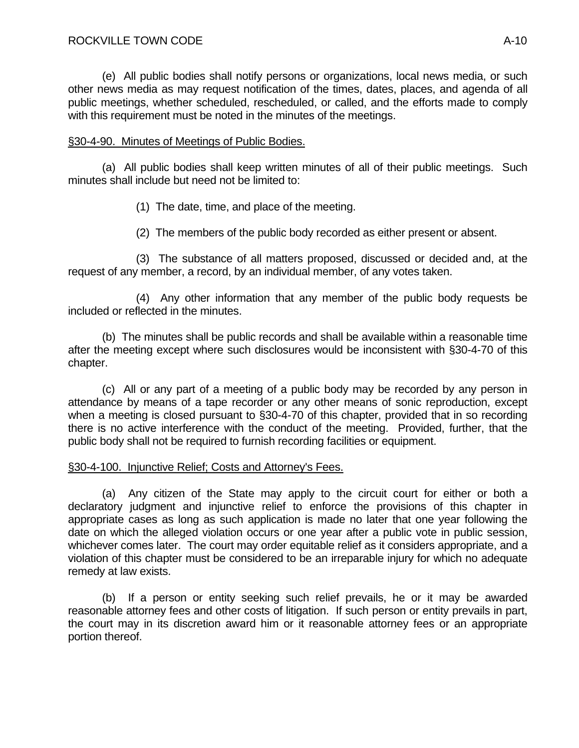(e) All public bodies shall notify persons or organizations, local news media, or such other news media as may request notification of the times, dates, places, and agenda of all public meetings, whether scheduled, rescheduled, or called, and the efforts made to comply with this requirement must be noted in the minutes of the meetings.

§30-4-90. Minutes of Meetings of Public Bodies.

(a) All public bodies shall keep written minutes of all of their public meetings. Such minutes shall include but need not be limited to:

(1) The date, time, and place of the meeting.

(2) The members of the public body recorded as either present or absent.

(3) The substance of all matters proposed, discussed or decided and, at the request of any member, a record, by an individual member, of any votes taken.

(4) Any other information that any member of the public body requests be included or reflected in the minutes.

(b) The minutes shall be public records and shall be available within a reasonable time after the meeting except where such disclosures would be inconsistent with §30-4-70 of this chapter.

(c) All or any part of a meeting of a public body may be recorded by any person in attendance by means of a tape recorder or any other means of sonic reproduction, except when a meeting is closed pursuant to §30-4-70 of this chapter, provided that in so recording there is no active interference with the conduct of the meeting. Provided, further, that the public body shall not be required to furnish recording facilities or equipment.

§30-4-100. Injunctive Relief; Costs and Attorney's Fees.

(a) Any citizen of the State may apply to the circuit court for either or both a declaratory judgment and injunctive relief to enforce the provisions of this chapter in appropriate cases as long as such application is made no later that one year following the date on which the alleged violation occurs or one year after a public vote in public session, whichever comes later. The court may order equitable relief as it considers appropriate, and a violation of this chapter must be considered to be an irreparable injury for which no adequate remedy at law exists.

(b) If a person or entity seeking such relief prevails, he or it may be awarded reasonable attorney fees and other costs of litigation. If such person or entity prevails in part, the court may in its discretion award him or it reasonable attorney fees or an appropriate portion thereof.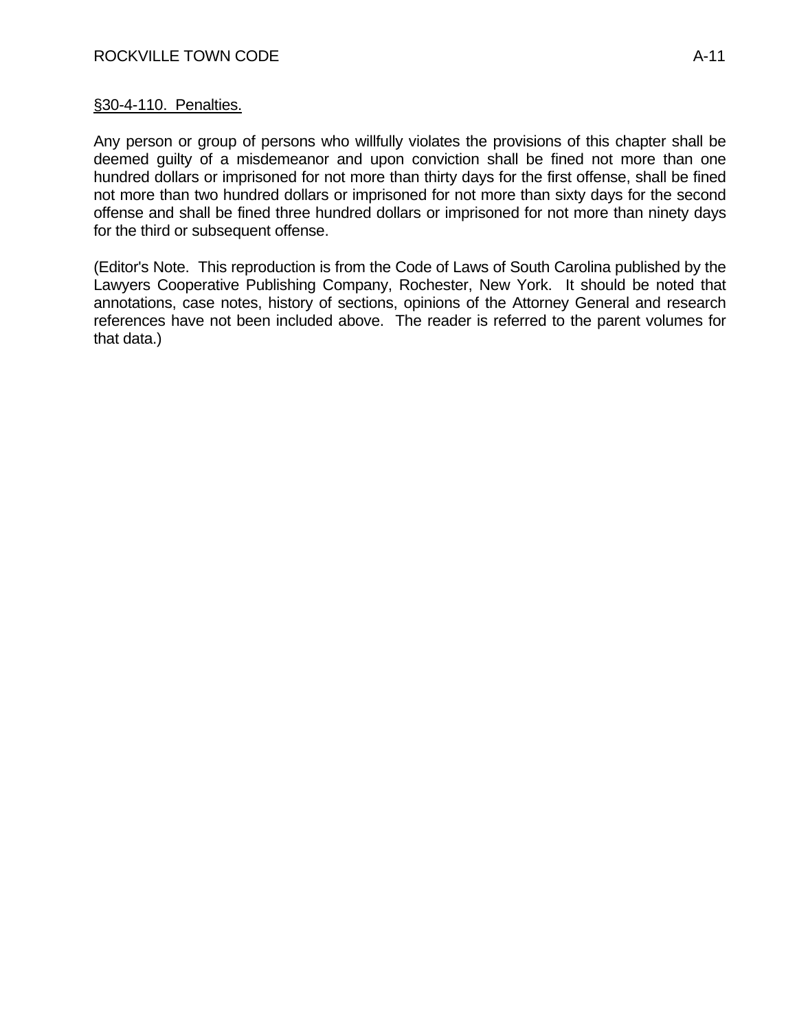§30-4-110. Penalties.

Any person or group of persons who willfully violates the provisions of this chapter shall be deemed guilty of a misdemeanor and upon conviction shall be fined not more than one hundred dollars or imprisoned for not more than thirty days for the first offense, shall be fined not more than two hundred dollars or imprisoned for not more than sixty days for the second offense and shall be fined three hundred dollars or imprisoned for not more than ninety days for the third or subsequent offense.

(Editor's Note. This reproduction is from the Code of Laws of South Carolina published by the Lawyers Cooperative Publishing Company, Rochester, New York. It should be noted that annotations, case notes, history of sections, opinions of the Attorney General and research references have not been included above. The reader is referred to the parent volumes for that data.)